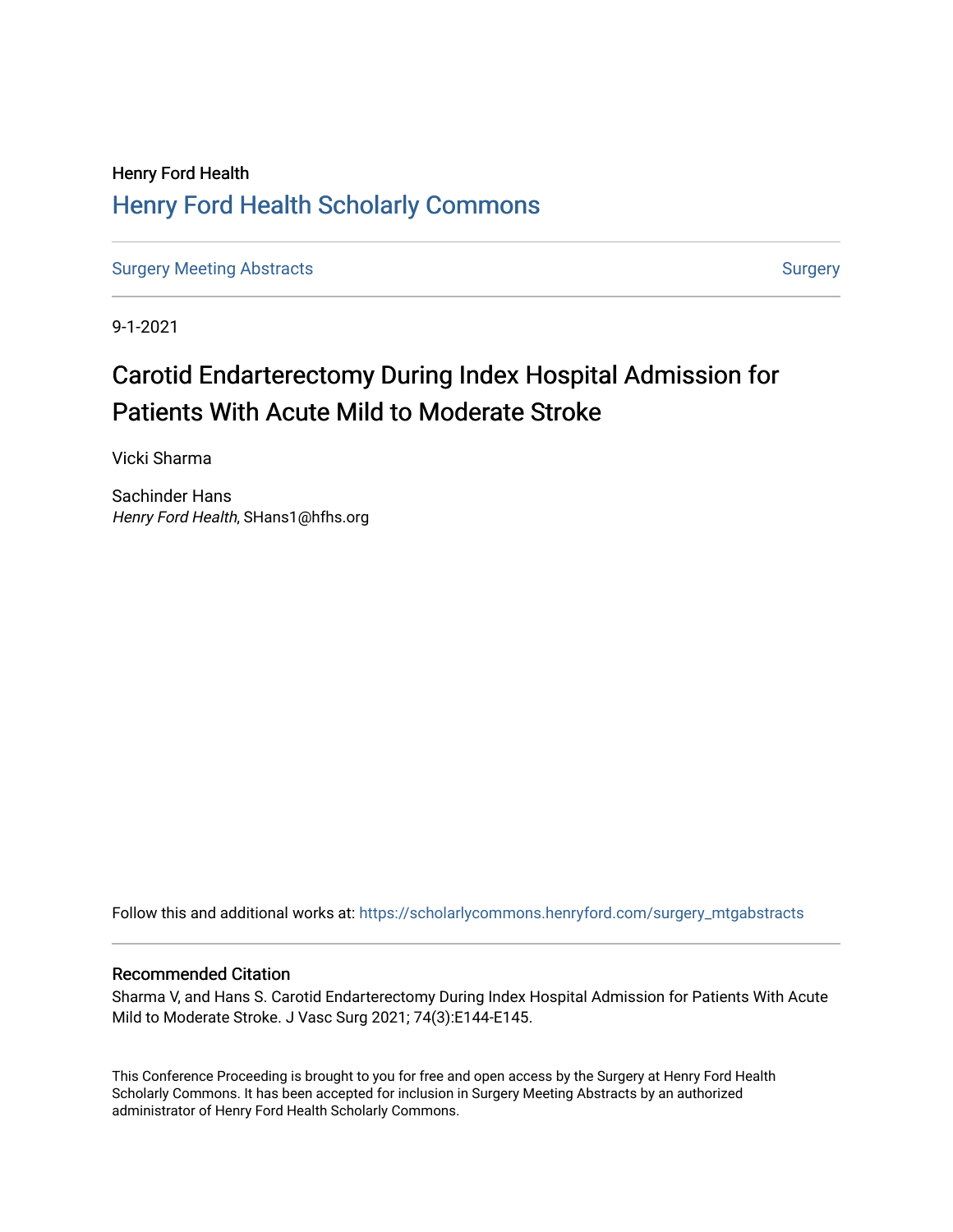Henry Ford Health

## Henry Ford Health Scholarly Commons

Surgery Meeting Abstracts

Surgery

9-1-2021

# Carotid Endarterectomy During Index Hospital Admission for Patients With Acute Mild to Moderate Stroke

Vicki Sharma

Sachinder Hans
*Henry Ford Health*, SHans1@hfhs.org

Follow this and additional works at: https://scholarlycommons.henryford.com/surgery_mtgabstracts

### Recommended Citation

Sharma V, and Hans S. Carotid Endarterectomy During Index Hospital Admission for Patients With Acute Mild to Moderate Stroke. J Vasc Surg 2021; 74(3):E144-E145.

This Conference Proceeding is brought to you for free and open access by the Surgery at Henry Ford Health Scholarly Commons. It has been accepted for inclusion in Surgery Meeting Abstracts by an authorized administrator of Henry Ford Health Scholarly Commons.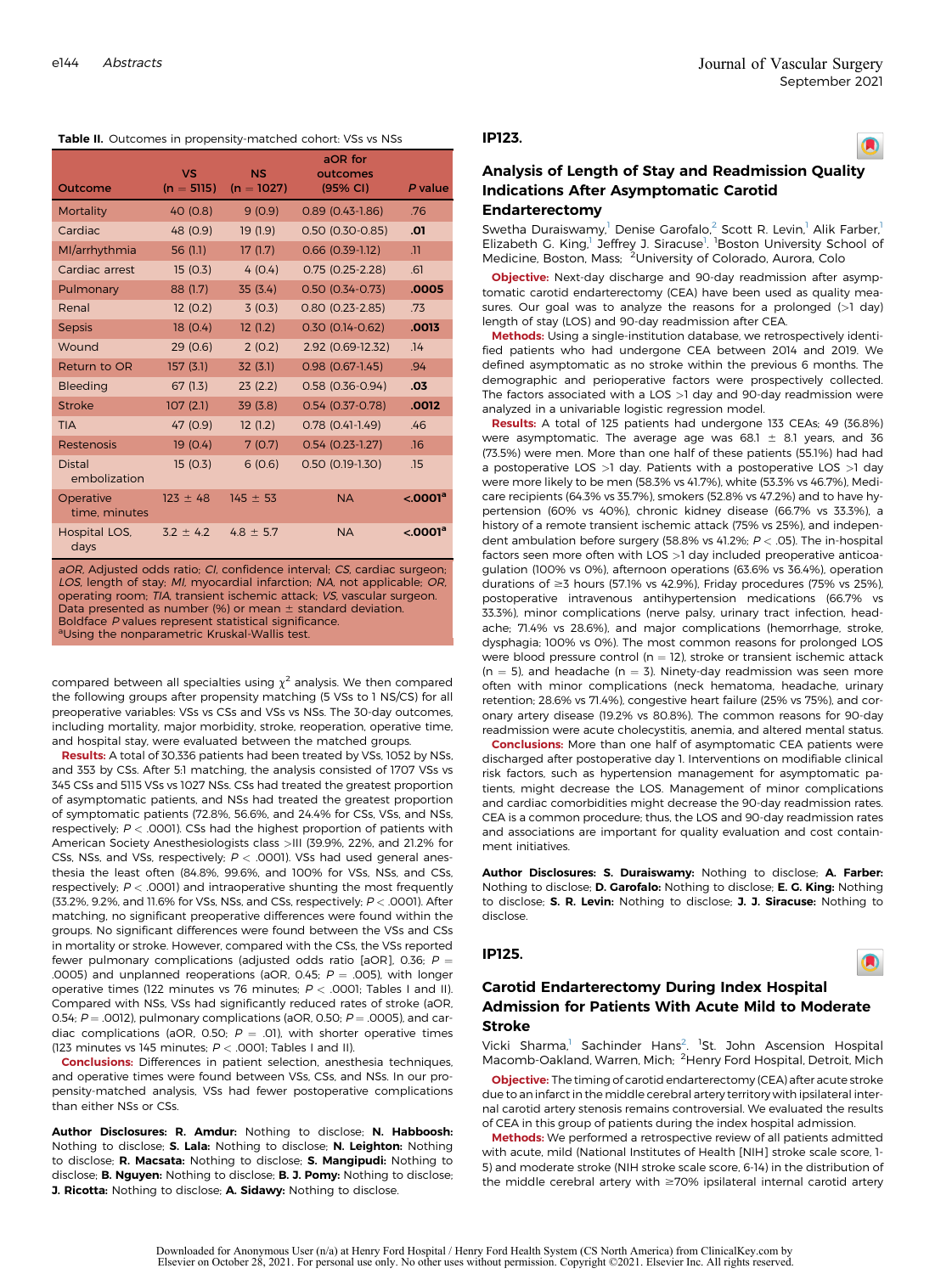**Table II.** Outcomes in propensity-matched cohort: VSs vs NSs

| Outcome | VS (n = 5115) | NS (n = 1027) | aOR for outcomes (95% CI) | P value |
|---|---|---|---|---|
| Mortality | 40 (0.8) | 9 (0.9) | 0.89 (0.43-1.86) | .76 |
| Cardiac | 48 (0.9) | 19 (1.9) | 0.50 (0.30-0.85) | **.01** |
| MI/arrhythmia | 56 (1.1) | 17 (1.7) | 0.66 (0.39-1.12) | .11 |
| Cardiac arrest | 15 (0.3) | 4 (0.4) | 0.75 (0.25-2.28) | .61 |
| Pulmonary | 88 (1.7) | 35 (3.4) | 0.50 (0.34-0.73) | **.0005** |
| Renal | 12 (0.2) | 3 (0.3) | 0.80 (0.23-2.85) | .73 |
| Sepsis | 18 (0.4) | 12 (1.2) | 0.30 (0.14-0.62) | **.0013** |
| Wound | 29 (0.6) | 2 (0.2) | 2.92 (0.69-12.32) | .14 |
| Return to OR | 157 (3.1) | 32 (3.1) | 0.98 (0.67-1.45) | .94 |
| Bleeding | 67 (1.3) | 23 (2.2) | 0.58 (0.36-0.94) | **.03** |
| Stroke | 107 (2.1) | 39 (3.8) | 0.54 (0.37-0.78) | **.0012** |
| TIA | 47 (0.9) | 12 (1.2) | 0.78 (0.41-1.49) | .46 |
| Restenosis | 19 (0.4) | 7 (0.7) | 0.54 (0.23-1.27) | .16 |
| Distal embolization | 15 (0.3) | 6 (0.6) | 0.50 (0.19-1.30) | .15 |
| Operative time, minutes | 123 ± 48 | 145 ± 53 | NA | **<.0001[a]** |
| Hospital LOS, days | 3.2 ± 4.2 | 4.8 ± 5.7 | NA | **<.0001[a]** |

*aOR*, Adjusted odds ratio; *CI*, confidence interval; *CS*, cardiac surgeon; *LOS*, length of stay; *MI*, myocardial infarction; *NA*, not applicable; *OR*, operating room; *TIA*, transient ischemic attack; *VS*, vascular surgeon.
Data presented as number (%) or mean ± standard deviation.
Boldface *P* values represent statistical significance.
[a]Using the nonparametric Kruskal-Wallis test.

compared between all specialties using $\chi^2$ analysis. We then compared the following groups after propensity matching (5 VSs to 1 NS/CS) for all preoperative variables: VSs vs CSs and VSs vs NSs. The 30-day outcomes, including mortality, major morbidity, stroke, reoperation, operative time, and hospital stay, were evaluated between the matched groups.

**Results:** A total of 30,336 patients had been treated by VSs, 1052 by NSs, and 353 by CSs. After 5:1 matching, the analysis consisted of 1707 VSs vs 345 CSs and 5115 VSs vs 1027 NSs. CSs had treated the greatest proportion of asymptomatic patients, and NSs had treated the greatest proportion of symptomatic patients (72.8%, 56.6%, and 24.4% for CSs, VSs, and NSs, respectively; $P < .0001$). CSs had the highest proportion of patients with American Society Anesthesiologists class >III (39.9%, 22%, and 21.2% for CSs, NSs, and VSs, respectively; $P < .0001$). VSs had used general anesthesia the least often (84.8%, 99.6%, and 100% for VSs, NSs, and CSs, respectively; $P < .0001$) and intraoperative shunting the most frequently (33.2%, 9.2%, and 11.6% for VSs, NSs, and CSs, respectively; $P < .0001$). After matching, no significant preoperative differences were found within the groups. No significant differences were found between the VSs and CSs in mortality or stroke. However, compared with the CSs, the VSs reported fewer pulmonary complications (adjusted odds ratio [aOR], 0.36; $P =$ .0005) and unplanned reoperations (aOR, 0.45; $P = .005$), with longer operative times (122 minutes vs 76 minutes; $P < .0001$; Tables I and II). Compared with NSs, VSs had significantly reduced rates of stroke (aOR, 0.54; $P = .0012$), pulmonary complications (aOR, 0.50; $P = .0005$), and cardiac complications (aOR, 0.50; $P = .01$), with shorter operative times (123 minutes vs 145 minutes; $P < .0001$; Tables I and II).

**Conclusions:** Differences in patient selection, anesthesia techniques, and operative times were found between VSs, CSs, and NSs. In our propensity-matched analysis, VSs had fewer postoperative complications than either NSs or CSs.

**Author Disclosures: R. Amdur:** Nothing to disclose; **N. Habboosh:** Nothing to disclose; **S. Lala:** Nothing to disclose; **N. Leighton:** Nothing to disclose; **R. Macsata:** Nothing to disclose; **S. Mangipudi:** Nothing to disclose; **B. Nguyen:** Nothing to disclose; **B. J. Pomy:** Nothing to disclose; **J. Ricotta:** Nothing to disclose; **A. Sidawy:** Nothing to disclose.

## IP123.

### Analysis of Length of Stay and Readmission Quality Indications After Asymptomatic Carotid Endarterectomy

Swetha Duraiswamy,[1] Denise Garofalo,[2] Scott R. Levin,[1] Alik Farber,[1] Elizabeth G. King,[1] Jeffrey J. Siracuse[1]. [1]Boston University School of Medicine, Boston, Mass; [2]University of Colorado, Aurora, Colo

**Objective:** Next-day discharge and 90-day readmission after asymptomatic carotid endarterectomy (CEA) have been used as quality measures. Our goal was to analyze the reasons for a prolonged (>1 day) length of stay (LOS) and 90-day readmission after CEA.

**Methods:** Using a single-institution database, we retrospectively identified patients who had undergone CEA between 2014 and 2019. We defined asymptomatic as no stroke within the previous 6 months. The demographic and perioperative factors were prospectively collected. The factors associated with a LOS >1 day and 90-day readmission were analyzed in a univariable logistic regression model.

**Results:** A total of 125 patients had undergone 133 CEAs; 49 (36.8%) were asymptomatic. The average age was 68.1 ± 8.1 years, and 36 (73.5%) were men. More than one half of these patients (55.1%) had had a postoperative LOS >1 day. Patients with a postoperative LOS >1 day were more likely to be men (58.3% vs 41.7%), white (53.3% vs 46.7%), Medicare recipients (64.3% vs 35.7%), smokers (52.8% vs 47.2%) and to have hypertension (60% vs 40%), chronic kidney disease (66.7% vs 33.3%), a history of a remote transient ischemic attack (75% vs 25%), and independent ambulation before surgery (58.8% vs 41.2%; $P < .05$). The in-hospital factors seen more often with LOS >1 day included preoperative anticoagulation (100% vs 0%), afternoon operations (63.6% vs 36.4%), operation durations of ≥3 hours (57.1% vs 42.9%), Friday procedures (75% vs 25%), postoperative intravenous antihypertension medications (66.7% vs 33.3%), minor complications (nerve palsy, urinary tract infection, headache; 71.4% vs 28.6%), and major complications (hemorrhage, stroke, dysphagia; 100% vs 0%). The most common reasons for prolonged LOS were blood pressure control (n = 12), stroke or transient ischemic attack (n = 5), and headache (n = 3). Ninety-day readmission was seen more often with minor complications (neck hematoma, headache, urinary retention; 28.6% vs 71.4%), congestive heart failure (25% vs 75%), and coronary artery disease (19.2% vs 80.8%). The common reasons for 90-day readmission were acute cholecystitis, anemia, and altered mental status.

**Conclusions:** More than one half of asymptomatic CEA patients were discharged after postoperative day 1. Interventions on modifiable clinical risk factors, such as hypertension management for asymptomatic patients, might decrease the LOS. Management of minor complications and cardiac comorbidities might decrease the 90-day readmission rates. CEA is a common procedure; thus, the LOS and 90-day readmission rates and associations are important for quality evaluation and cost containment initiatives.

**Author Disclosures: S. Duraiswamy:** Nothing to disclose; **A. Farber:** Nothing to disclose; **D. Garofalo:** Nothing to disclose; **E. G. King:** Nothing to disclose; **S. R. Levin:** Nothing to disclose; **J. J. Siracuse:** Nothing to disclose.

## IP125.

### Carotid Endarterectomy During Index Hospital Admission for Patients With Acute Mild to Moderate Stroke

Vicki Sharma,[1] Sachinder Hans[2]. [1]St. John Ascension Hospital Macomb-Oakland, Warren, Mich; [2]Henry Ford Hospital, Detroit, Mich

**Objective:** The timing of carotid endarterectomy (CEA) after acute stroke due to an infarct in the middle cerebral artery territory with ipsilateral internal carotid artery stenosis remains controversial. We evaluated the results of CEA in this group of patients during the index hospital admission.

**Methods:** We performed a retrospective review of all patients admitted with acute, mild (National Institutes of Health [NIH] stroke scale score, 1-5) and moderate stroke (NIH stroke scale score, 6-14) in the distribution of the middle cerebral artery with ≥70% ipsilateral internal carotid artery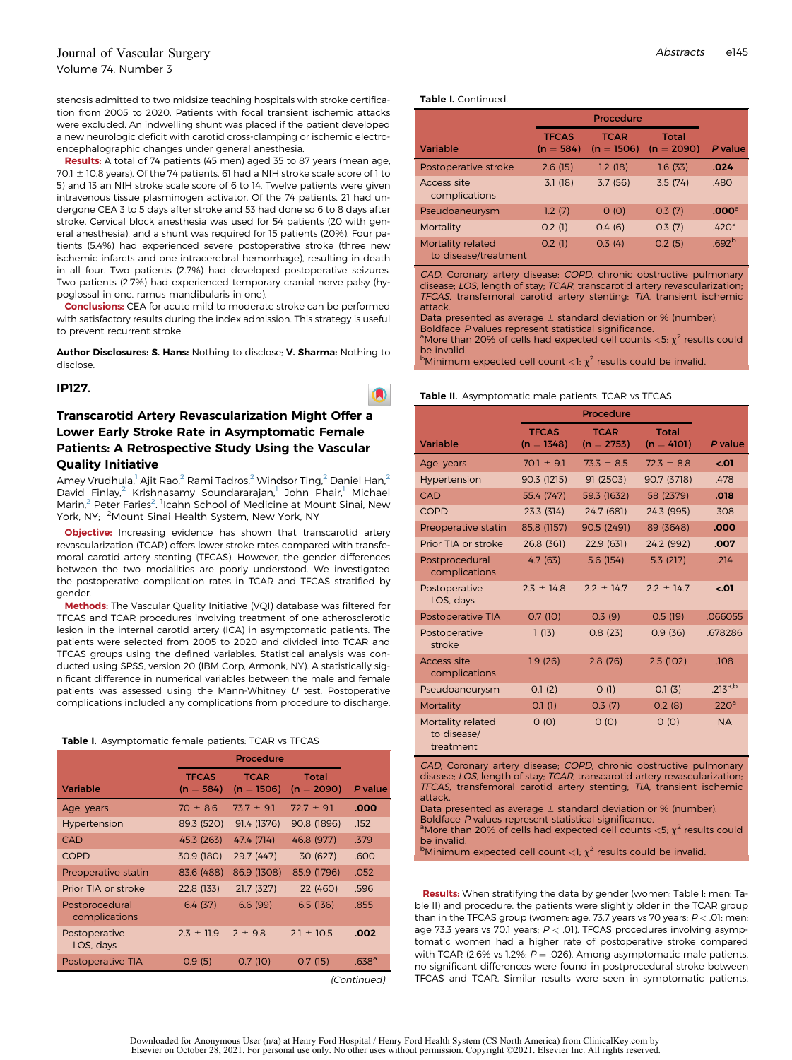stenosis admitted to two midsize teaching hospitals with stroke certification from 2005 to 2020. Patients with focal transient ischemic attacks were excluded. An indwelling shunt was placed if the patient developed a new neurologic deficit with carotid cross-clamping or ischemic electroencephalographic changes under general anesthesia.

**Results:** A total of 74 patients (45 men) aged 35 to 87 years (mean age, 70.1 ± 10.8 years). Of the 74 patients, 61 had a NIH stroke scale score of 1 to 5) and 13 an NIH stroke scale score of 6 to 14. Twelve patients were given intravenous tissue plasminogen activator. Of the 74 patients, 21 had undergone CEA 3 to 5 days after stroke and 53 had done so 6 to 8 days after stroke. Cervical block anesthesia was used for 54 patients (20 with general anesthesia), and a shunt was required for 15 patients (20%). Four patients (5.4%) had experienced severe postoperative stroke (three new ischemic infarcts and one intracerebral hemorrhage), resulting in death in all four. Two patients (2.7%) had developed postoperative seizures. Two patients (2.7%) had experienced temporary cranial nerve palsy (hypoglossal in one, ramus mandibularis in one).

**Conclusions:** CEA for acute mild to moderate stroke can be performed with satisfactory results during the index admission. This strategy is useful to prevent recurrent stroke.

**Author Disclosures: S. Hans:** Nothing to disclose; **V. Sharma:** Nothing to disclose.

## IP127.

### Transcarotid Artery Revascularization Might Offer a Lower Early Stroke Rate in Asymptomatic Female Patients: A Retrospective Study Using the Vascular Quality Initiative

Amey Vrudhula,[1] Ajit Rao,[2] Rami Tadros,[2] Windsor Ting,[2] Daniel Han,[2] David Finlay,[2] Krishnasamy Soundararajan,[1] John Phair,[1] Michael Marin,[2] Peter Faries[2]. [1]Icahn School of Medicine at Mount Sinai, New York, NY; [2]Mount Sinai Health System, New York, NY

**Objective:** Increasing evidence has shown that transcarotid artery revascularization (TCAR) offers lower stroke rates compared with transfemoral carotid artery stenting (TFCAS). However, the gender differences between the two modalities are poorly understood. We investigated the postoperative complication rates in TCAR and TFCAS stratified by gender.

**Methods:** The Vascular Quality Initiative (VQI) database was filtered for TFCAS and TCAR procedures involving treatment of one atherosclerotic lesion in the internal carotid artery (ICA) in asymptomatic patients. The patients were selected from 2005 to 2020 and divided into TCAR and TFCAS groups using the defined variables. Statistical analysis was conducted using SPSS, version 20 (IBM Corp, Armonk, NY). A statistically significant difference in numerical variables between the male and female patients was assessed using the Mann-Whitney *U* test. Postoperative complications included any complications from procedure to discharge.

**Table I.** Asymptomatic female patients: TCAR vs TFCAS

| Variable | Procedure | | | *P* value |
|---|---|---|---|---|
| | TFCAS (n = 584) | TCAR (n = 1506) | Total (n = 2090) | |
| Age, years | 70 ± 8.6 | 73.7 ± 9.1 | 72.7 ± 9.1 | **.000** |
| Hypertension | 89.3 (520) | 91.4 (1376) | 90.8 (1896) | .152 |
| CAD | 45.3 (263) | 47.4 (714) | 46.8 (977) | .379 |
| COPD | 30.9 (180) | 29.7 (447) | 30 (627) | .600 |
| Preoperative statin | 83.6 (488) | 86.9 (1308) | 85.9 (1796) | .052 |
| Prior TIA or stroke | 22.8 (133) | 21.7 (327) | 22 (460) | .596 |
| Postprocedural complications | 6.4 (37) | 6.6 (99) | 6.5 (136) | .855 |
| Postoperative LOS, days | 2.3 ± 11.9 | 2 ± 9.8 | 2.1 ± 10.5 | **.002** |
| Postoperative TIA | 0.9 (5) | 0.7 (10) | 0.7 (15) | .638[a] |
| Postoperative stroke | 2.6 (15) | 1.2 (18) | 1.6 (33) | **.024** |
| Access site complications | 3.1 (18) | 3.7 (56) | 3.5 (74) | .480 |
| Pseudoaneurysm | 1.2 (7) | 0 (0) | 0.3 (7) | **.000**[a] |
| Mortality | 0.2 (1) | 0.4 (6) | 0.3 (7) | .420[a] |
| Mortality related to disease/treatment | 0.2 (1) | 0.3 (4) | 0.2 (5) | .692[b] |

*CAD*, Coronary artery disease; *COPD*, chronic obstructive pulmonary disease; *LOS*, length of stay; *TCAR*, transcarotid artery revascularization; *TFCAS*, transfemoral carotid artery stenting; *TIA*, transient ischemic attack.
Data presented as average ± standard deviation or % (number).
Boldface *P* values represent statistical significance.
[a]More than 20% of cells had expected cell counts <5; $\chi^2$ results could be invalid.
[b]Minimum expected cell count <1; $\chi^2$ results could be invalid.

**Table II.** Asymptomatic male patients: TCAR vs TFCAS

| Variable | Procedure | | | *P* value |
|---|---|---|---|---|
| | TFCAS (n = 1348) | TCAR (n = 2753) | Total (n = 4101) | |
| Age, years | 70.1 ± 9.1 | 73.3 ± 8.5 | 72.3 ± 8.8 | **<.01** |
| Hypertension | 90.3 (1215) | 91 (2503) | 90.7 (3718) | .478 |
| CAD | 55.4 (747) | 59.3 (1632) | 58 (2379) | **.018** |
| COPD | 23.3 (314) | 24.7 (681) | 24.3 (995) | .308 |
| Preoperative statin | 85.8 (1157) | 90.5 (2491) | 89 (3648) | **.000** |
| Prior TIA or stroke | 26.8 (361) | 22.9 (631) | 24.2 (992) | **.007** |
| Postprocedural complications | 4.7 (63) | 5.6 (154) | 5.3 (217) | .214 |
| Postoperative LOS, days | 2.3 ± 14.8 | 2.2 ± 14.7 | 2.2 ± 14.7 | **<.01** |
| Postoperative TIA | 0.7 (10) | 0.3 (9) | 0.5 (19) | .066055 |
| Postoperative stroke | 1 (13) | 0.8 (23) | 0.9 (36) | .678286 |
| Access site complications | 1.9 (26) | 2.8 (76) | 2.5 (102) | .108 |
| Pseudoaneurysm | 0.1 (2) | 0 (1) | 0.1 (3) | .213[a,b] |
| Mortality | 0.1 (1) | 0.3 (7) | 0.2 (8) | .220[a] |
| Mortality related to disease/treatment | 0 (0) | 0 (0) | 0 (0) | NA |

*CAD*, Coronary artery disease; *COPD*, chronic obstructive pulmonary disease; *LOS*, length of stay; *TCAR*, transcarotid artery revascularization; *TFCAS*, transfemoral carotid artery stenting; *TIA*, transient ischemic attack.
Data presented as average ± standard deviation or % (number).
Boldface *P* values represent statistical significance.
[a]More than 20% of cells had expected cell counts <5; $\chi^2$ results could be invalid.
[b]Minimum expected cell count <1; $\chi^2$ results could be invalid.

**Results:** When stratifying the data by gender (women: Table I; men: Table II) and procedure, the patients were slightly older in the TCAR group than in the TFCAS group (women: age, 73.7 years vs 70 years; $P < .01$; men: age 73.3 years vs 70.1 years; $P < .01$). TFCAS procedures involving asymptomatic women had a higher rate of postoperative stroke compared with TCAR (2.6% vs 1.2%; $P = .026$). Among asymptomatic male patients, no significant differences were found in postprocedural stroke between TFCAS and TCAR. Similar results were seen in symptomatic patients,